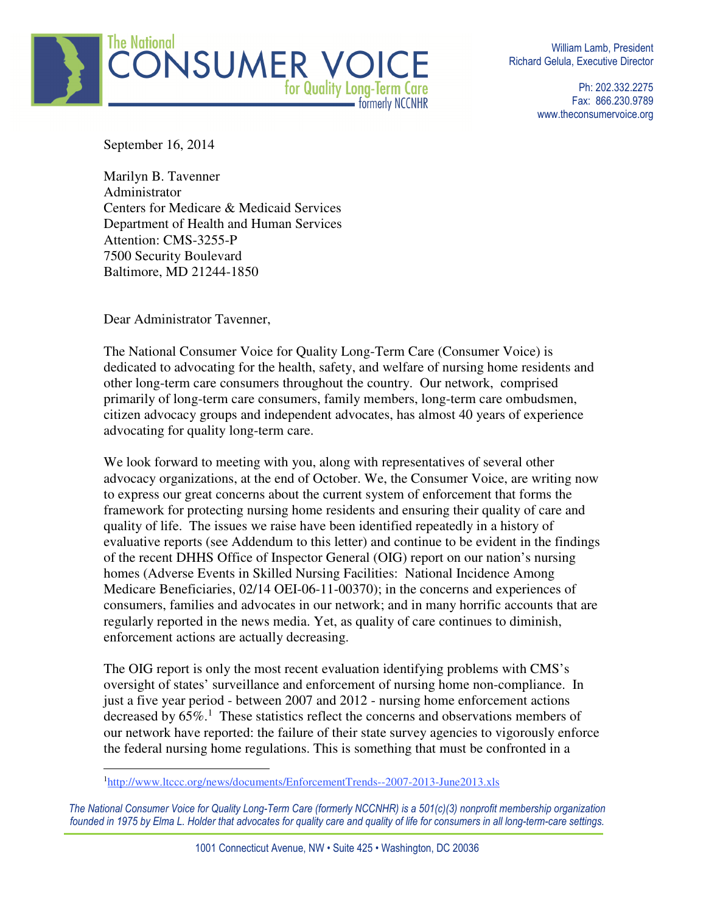The National
# CONSUMER VOICE
for Quality Long-Term Care
formerly NCCNHR

William Lamb, President
Richard Gelula, Executive Director

Ph: 202.332.2275
Fax: 866.230.9789
www.theconsumervoice.org

September 16, 2014

Marilyn B. Tavenner
Administrator
Centers for Medicare & Medicaid Services
Department of Health and Human Services
Attention: CMS-3255-P
7500 Security Boulevard
Baltimore, MD 21244-1850

Dear Administrator Tavenner,

The National Consumer Voice for Quality Long-Term Care (Consumer Voice) is dedicated to advocating for the health, safety, and welfare of nursing home residents and other long-term care consumers throughout the country. Our network, comprised primarily of long-term care consumers, family members, long-term care ombudsmen, citizen advocacy groups and independent advocates, has almost 40 years of experience advocating for quality long-term care.

We look forward to meeting with you, along with representatives of several other advocacy organizations, at the end of October. We, the Consumer Voice, are writing now to express our great concerns about the current system of enforcement that forms the framework for protecting nursing home residents and ensuring their quality of care and quality of life. The issues we raise have been identified repeatedly in a history of evaluative reports (see Addendum to this letter) and continue to be evident in the findings of the recent DHHS Office of Inspector General (OIG) report on our nation's nursing homes (Adverse Events in Skilled Nursing Facilities: National Incidence Among Medicare Beneficiaries, 02/14 OEI-06-11-00370); in the concerns and experiences of consumers, families and advocates in our network; and in many horrific accounts that are regularly reported in the news media. Yet, as quality of care continues to diminish, enforcement actions are actually decreasing.

The OIG report is only the most recent evaluation identifying problems with CMS's oversight of states' surveillance and enforcement of nursing home non-compliance. In just a five year period - between 2007 and 2012 - nursing home enforcement actions decreased by 65%.[1] These statistics reflect the concerns and observations members of our network have reported: the failure of their state survey agencies to vigorously enforce the federal nursing home regulations. This is something that must be confronted in a

[1] http://www.ltccc.org/news/documents/EnforcementTrends--2007-2013-June2013.xls

*The National Consumer Voice for Quality Long-Term Care (formerly NCCNHR) is a 501(c)(3) nonprofit membership organization founded in 1975 by Elma L. Holder that advocates for quality care and quality of life for consumers in all long-term-care settings.*

1001 Connecticut Avenue, NW • Suite 425 • Washington, DC 20036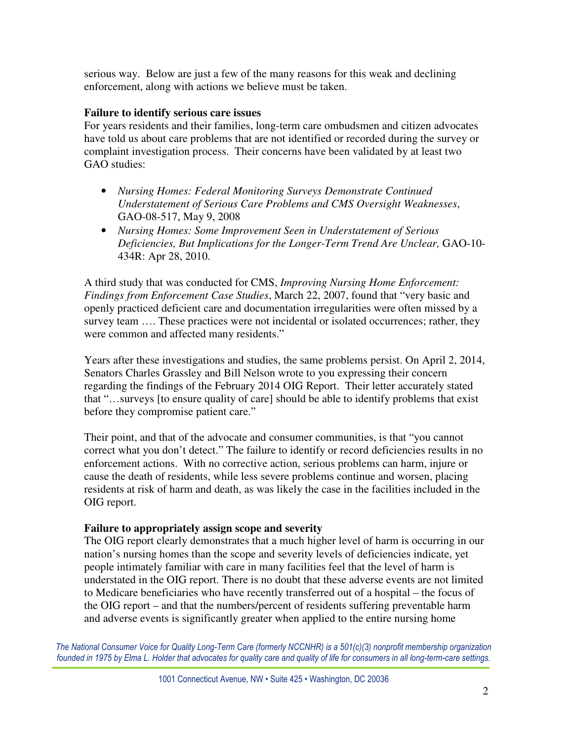serious way. Below are just a few of the many reasons for this weak and declining enforcement, along with actions we believe must be taken.

**Failure to identify serious care issues**

For years residents and their families, long-term care ombudsmen and citizen advocates have told us about care problems that are not identified or recorded during the survey or complaint investigation process. Their concerns have been validated by at least two GAO studies:

- *Nursing Homes: Federal Monitoring Surveys Demonstrate Continued Understatement of Serious Care Problems and CMS Oversight Weaknesses*, GAO-08-517, May 9, 2008
- *Nursing Homes: Some Improvement Seen in Understatement of Serious Deficiencies, But Implications for the Longer-Term Trend Are Unclear,* GAO-10-434R: Apr 28, 2010.

A third study that was conducted for CMS, *Improving Nursing Home Enforcement: Findings from Enforcement Case Studies*, March 22, 2007, found that "very basic and openly practiced deficient care and documentation irregularities were often missed by a survey team …. These practices were not incidental or isolated occurrences; rather, they were common and affected many residents."

Years after these investigations and studies, the same problems persist. On April 2, 2014, Senators Charles Grassley and Bill Nelson wrote to you expressing their concern regarding the findings of the February 2014 OIG Report. Their letter accurately stated that "…surveys [to ensure quality of care] should be able to identify problems that exist before they compromise patient care."

Their point, and that of the advocate and consumer communities, is that "you cannot correct what you don't detect." The failure to identify or record deficiencies results in no enforcement actions. With no corrective action, serious problems can harm, injure or cause the death of residents, while less severe problems continue and worsen, placing residents at risk of harm and death, as was likely the case in the facilities included in the OIG report.

**Failure to appropriately assign scope and severity**

The OIG report clearly demonstrates that a much higher level of harm is occurring in our nation's nursing homes than the scope and severity levels of deficiencies indicate, yet people intimately familiar with care in many facilities feel that the level of harm is understated in the OIG report. There is no doubt that these adverse events are not limited to Medicare beneficiaries who have recently transferred out of a hospital – the focus of the OIG report – and that the numbers/percent of residents suffering preventable harm and adverse events is significantly greater when applied to the entire nursing home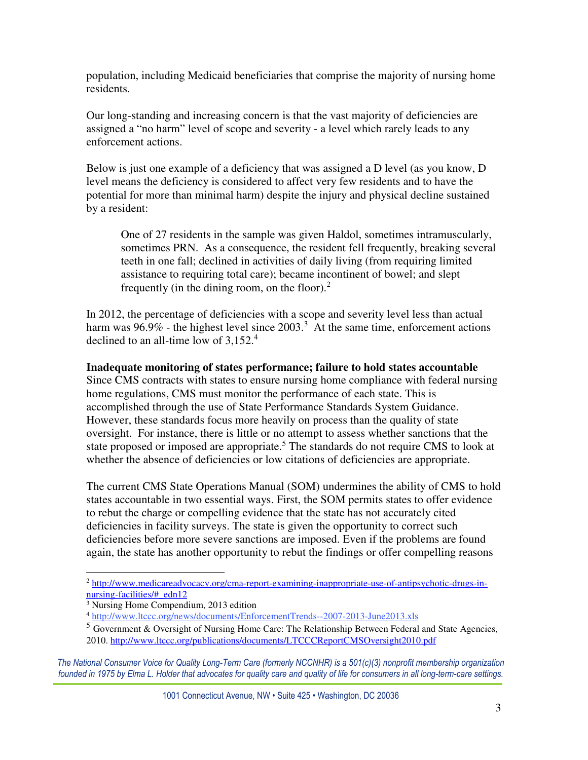population, including Medicaid beneficiaries that comprise the majority of nursing home residents.

Our long-standing and increasing concern is that the vast majority of deficiencies are assigned a "no harm" level of scope and severity - a level which rarely leads to any enforcement actions.

Below is just one example of a deficiency that was assigned a D level (as you know, D level means the deficiency is considered to affect very few residents and to have the potential for more than minimal harm) despite the injury and physical decline sustained by a resident:

> One of 27 residents in the sample was given Haldol, sometimes intramuscularly, sometimes PRN. As a consequence, the resident fell frequently, breaking several teeth in one fall; declined in activities of daily living (from requiring limited assistance to requiring total care); became incontinent of bowel; and slept frequently (in the dining room, on the floor).[2]

In 2012, the percentage of deficiencies with a scope and severity level less than actual harm was 96.9% - the highest level since 2003.[3] At the same time, enforcement actions declined to an all-time low of 3,152.[4]

**Inadequate monitoring of states performance; failure to hold states accountable**

Since CMS contracts with states to ensure nursing home compliance with federal nursing home regulations, CMS must monitor the performance of each state. This is accomplished through the use of State Performance Standards System Guidance. However, these standards focus more heavily on process than the quality of state oversight. For instance, there is little or no attempt to assess whether sanctions that the state proposed or imposed are appropriate.[5] The standards do not require CMS to look at whether the absence of deficiencies or low citations of deficiencies are appropriate.

The current CMS State Operations Manual (SOM) undermines the ability of CMS to hold states accountable in two essential ways. First, the SOM permits states to offer evidence to rebut the charge or compelling evidence that the state has not accurately cited deficiencies in facility surveys. The state is given the opportunity to correct such deficiencies before more severe sanctions are imposed. Even if the problems are found again, the state has another opportunity to rebut the findings or offer compelling reasons

---

[2] http://www.medicareadvocacy.org/cma-report-examining-inappropriate-use-of-antipsychotic-drugs-in-nursing-facilities/#_edn12

[3] Nursing Home Compendium, 2013 edition

[4] http://www.ltccc.org/news/documents/EnforcementTrends--2007-2013-June2013.xls

[5] Government & Oversight of Nursing Home Care: The Relationship Between Federal and State Agencies, 2010. http://www.ltccc.org/publications/documents/LTCCCReportCMSOversight2010.pdf

*The National Consumer Voice for Quality Long-Term Care (formerly NCCNHR) is a 501(c)(3) nonprofit membership organization founded in 1975 by Elma L. Holder that advocates for quality care and quality of life for consumers in all long-term-care settings.*

1001 Connecticut Avenue, NW • Suite 425 • Washington, DC 20036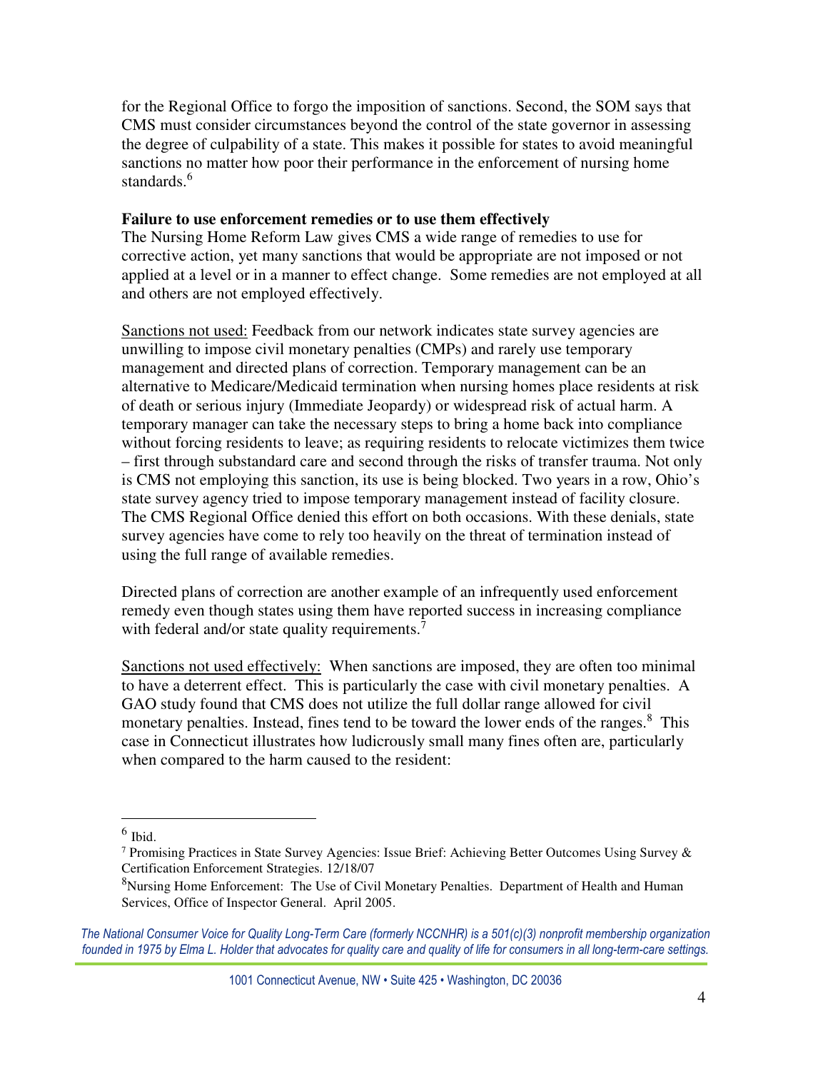for the Regional Office to forgo the imposition of sanctions. Second, the SOM says that CMS must consider circumstances beyond the control of the state governor in assessing the degree of culpability of a state. This makes it possible for states to avoid meaningful sanctions no matter how poor their performance in the enforcement of nursing home standards.[6]

**Failure to use enforcement remedies or to use them effectively**

The Nursing Home Reform Law gives CMS a wide range of remedies to use for corrective action, yet many sanctions that would be appropriate are not imposed or not applied at a level or in a manner to effect change. Some remedies are not employed at all and others are not employed effectively.

Sanctions not used: Feedback from our network indicates state survey agencies are unwilling to impose civil monetary penalties (CMPs) and rarely use temporary management and directed plans of correction. Temporary management can be an alternative to Medicare/Medicaid termination when nursing homes place residents at risk of death or serious injury (Immediate Jeopardy) or widespread risk of actual harm. A temporary manager can take the necessary steps to bring a home back into compliance without forcing residents to leave; as requiring residents to relocate victimizes them twice – first through substandard care and second through the risks of transfer trauma. Not only is CMS not employing this sanction, its use is being blocked. Two years in a row, Ohio's state survey agency tried to impose temporary management instead of facility closure. The CMS Regional Office denied this effort on both occasions. With these denials, state survey agencies have come to rely too heavily on the threat of termination instead of using the full range of available remedies.

Directed plans of correction are another example of an infrequently used enforcement remedy even though states using them have reported success in increasing compliance with federal and/or state quality requirements.[7]

Sanctions not used effectively: When sanctions are imposed, they are often too minimal to have a deterrent effect. This is particularly the case with civil monetary penalties. A GAO study found that CMS does not utilize the full dollar range allowed for civil monetary penalties. Instead, fines tend to be toward the lower ends of the ranges.[8] This case in Connecticut illustrates how ludicrously small many fines often are, particularly when compared to the harm caused to the resident:

---

[6] Ibid.

[7] Promising Practices in State Survey Agencies: Issue Brief: Achieving Better Outcomes Using Survey & Certification Enforcement Strategies. 12/18/07

[8] Nursing Home Enforcement: The Use of Civil Monetary Penalties. Department of Health and Human Services, Office of Inspector General. April 2005.

*The National Consumer Voice for Quality Long-Term Care (formerly NCCNHR) is a 501(c)(3) nonprofit membership organization founded in 1975 by Elma L. Holder that advocates for quality care and quality of life for consumers in all long-term-care settings.*

1001 Connecticut Avenue, NW • Suite 425 • Washington, DC 20036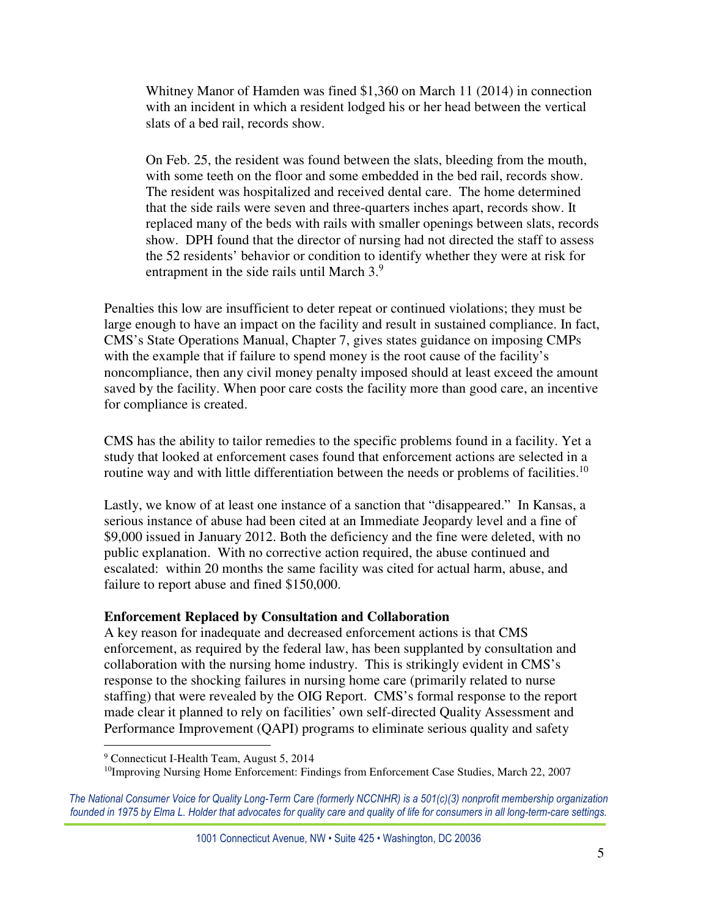> Whitney Manor of Hamden was fined $1,360 on March 11 (2014) in connection with an incident in which a resident lodged his or her head between the vertical slats of a bed rail, records show.
>
> On Feb. 25, the resident was found between the slats, bleeding from the mouth, with some teeth on the floor and some embedded in the bed rail, records show. The resident was hospitalized and received dental care. The home determined that the side rails were seven and three-quarters inches apart, records show. It replaced many of the beds with rails with smaller openings between slats, records show. DPH found that the director of nursing had not directed the staff to assess the 52 residents' behavior or condition to identify whether they were at risk for entrapment in the side rails until March 3.[9]

Penalties this low are insufficient to deter repeat or continued violations; they must be large enough to have an impact on the facility and result in sustained compliance. In fact, CMS's State Operations Manual, Chapter 7, gives states guidance on imposing CMPs with the example that if failure to spend money is the root cause of the facility's noncompliance, then any civil money penalty imposed should at least exceed the amount saved by the facility. When poor care costs the facility more than good care, an incentive for compliance is created.

CMS has the ability to tailor remedies to the specific problems found in a facility. Yet a study that looked at enforcement cases found that enforcement actions are selected in a routine way and with little differentiation between the needs or problems of facilities.[10]

Lastly, we know of at least one instance of a sanction that "disappeared." In Kansas, a serious instance of abuse had been cited at an Immediate Jeopardy level and a fine of $9,000 issued in January 2012. Both the deficiency and the fine were deleted, with no public explanation. With no corrective action required, the abuse continued and escalated: within 20 months the same facility was cited for actual harm, abuse, and failure to report abuse and fined $150,000.

**Enforcement Replaced by Consultation and Collaboration**

A key reason for inadequate and decreased enforcement actions is that CMS enforcement, as required by the federal law, has been supplanted by consultation and collaboration with the nursing home industry. This is strikingly evident in CMS's response to the shocking failures in nursing home care (primarily related to nurse staffing) that were revealed by the OIG Report. CMS's formal response to the report made clear it planned to rely on facilities' own self-directed Quality Assessment and Performance Improvement (QAPI) programs to eliminate serious quality and safety

---

[9] Connecticut I-Health Team, August 5, 2014

[10] Improving Nursing Home Enforcement: Findings from Enforcement Case Studies, March 22, 2007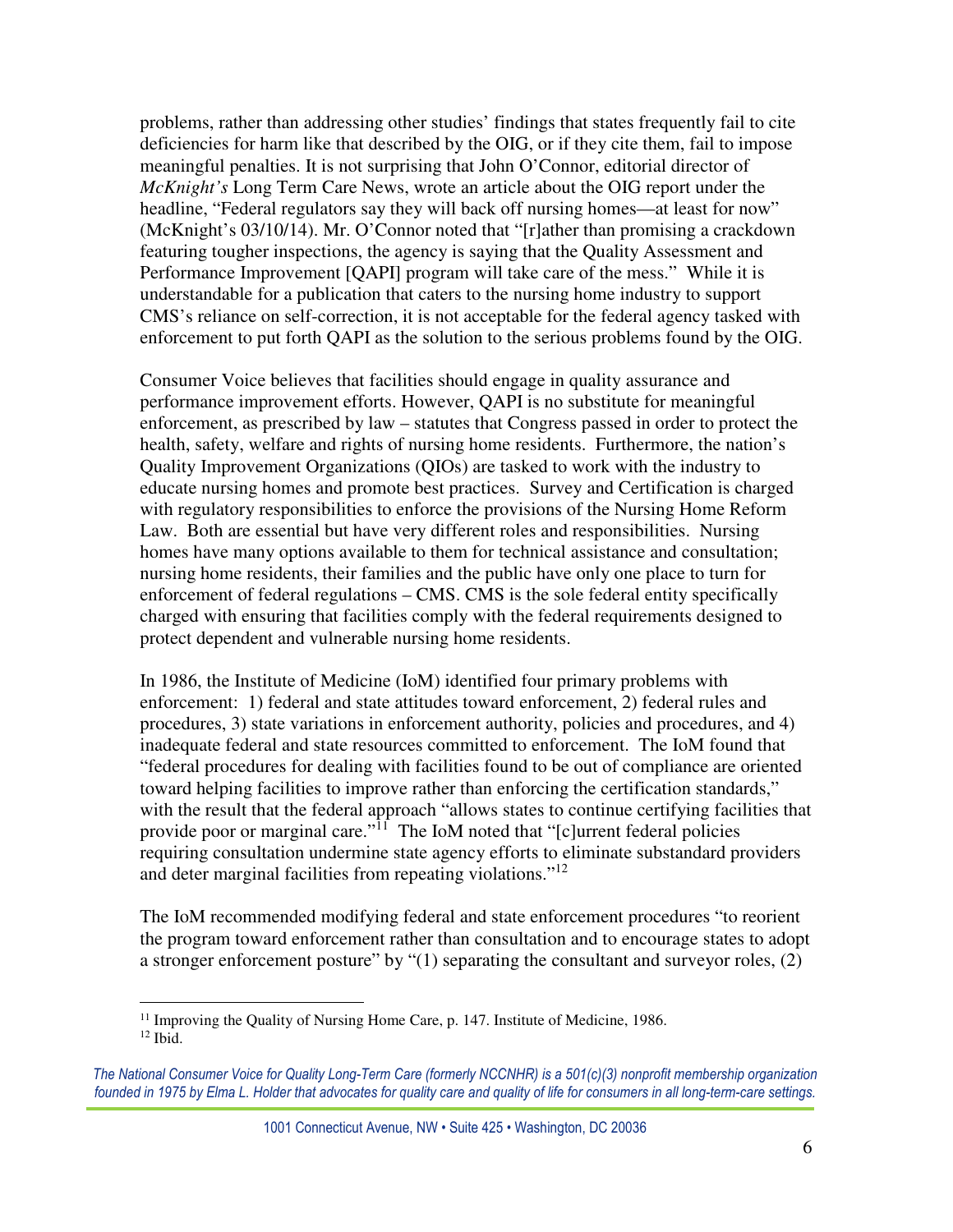problems, rather than addressing other studies' findings that states frequently fail to cite deficiencies for harm like that described by the OIG, or if they cite them, fail to impose meaningful penalties. It is not surprising that John O'Connor, editorial director of *McKnight's* Long Term Care News, wrote an article about the OIG report under the headline, "Federal regulators say they will back off nursing homes—at least for now" (McKnight's 03/10/14). Mr. O'Connor noted that "[r]ather than promising a crackdown featuring tougher inspections, the agency is saying that the Quality Assessment and Performance Improvement [QAPI] program will take care of the mess." While it is understandable for a publication that caters to the nursing home industry to support CMS's reliance on self-correction, it is not acceptable for the federal agency tasked with enforcement to put forth QAPI as the solution to the serious problems found by the OIG.

Consumer Voice believes that facilities should engage in quality assurance and performance improvement efforts. However, QAPI is no substitute for meaningful enforcement, as prescribed by law – statutes that Congress passed in order to protect the health, safety, welfare and rights of nursing home residents. Furthermore, the nation's Quality Improvement Organizations (QIOs) are tasked to work with the industry to educate nursing homes and promote best practices. Survey and Certification is charged with regulatory responsibilities to enforce the provisions of the Nursing Home Reform Law. Both are essential but have very different roles and responsibilities. Nursing homes have many options available to them for technical assistance and consultation; nursing home residents, their families and the public have only one place to turn for enforcement of federal regulations – CMS. CMS is the sole federal entity specifically charged with ensuring that facilities comply with the federal requirements designed to protect dependent and vulnerable nursing home residents.

In 1986, the Institute of Medicine (IoM) identified four primary problems with enforcement: 1) federal and state attitudes toward enforcement, 2) federal rules and procedures, 3) state variations in enforcement authority, policies and procedures, and 4) inadequate federal and state resources committed to enforcement. The IoM found that "federal procedures for dealing with facilities found to be out of compliance are oriented toward helping facilities to improve rather than enforcing the certification standards," with the result that the federal approach "allows states to continue certifying facilities that provide poor or marginal care."[11] The IoM noted that "[c]urrent federal policies requiring consultation undermine state agency efforts to eliminate substandard providers and deter marginal facilities from repeating violations."[12]

The IoM recommended modifying federal and state enforcement procedures "to reorient the program toward enforcement rather than consultation and to encourage states to adopt a stronger enforcement posture" by "(1) separating the consultant and surveyor roles, (2)

---

[11] Improving the Quality of Nursing Home Care, p. 147. Institute of Medicine, 1986.
[12] Ibid.

*The National Consumer Voice for Quality Long-Term Care (formerly NCCNHR) is a 501(c)(3) nonprofit membership organization founded in 1975 by Elma L. Holder that advocates for quality care and quality of life for consumers in all long-term-care settings.*

1001 Connecticut Avenue, NW • Suite 425 • Washington, DC 20036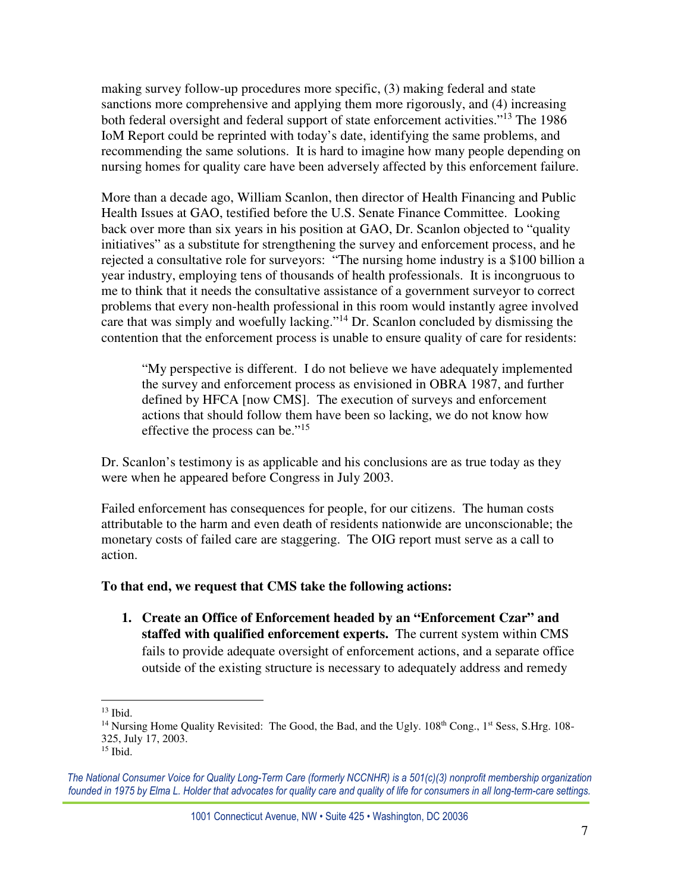making survey follow-up procedures more specific, (3) making federal and state sanctions more comprehensive and applying them more rigorously, and (4) increasing both federal oversight and federal support of state enforcement activities."[13] The 1986 IoM Report could be reprinted with today's date, identifying the same problems, and recommending the same solutions. It is hard to imagine how many people depending on nursing homes for quality care have been adversely affected by this enforcement failure.

More than a decade ago, William Scanlon, then director of Health Financing and Public Health Issues at GAO, testified before the U.S. Senate Finance Committee. Looking back over more than six years in his position at GAO, Dr. Scanlon objected to "quality initiatives" as a substitute for strengthening the survey and enforcement process, and he rejected a consultative role for surveyors: "The nursing home industry is a $100 billion a year industry, employing tens of thousands of health professionals. It is incongruous to me to think that it needs the consultative assistance of a government surveyor to correct problems that every non-health professional in this room would instantly agree involved care that was simply and woefully lacking."[14] Dr. Scanlon concluded by dismissing the contention that the enforcement process is unable to ensure quality of care for residents:

> "My perspective is different. I do not believe we have adequately implemented the survey and enforcement process as envisioned in OBRA 1987, and further defined by HFCA [now CMS]. The execution of surveys and enforcement actions that should follow them have been so lacking, we do not know how effective the process can be."[15]

Dr. Scanlon's testimony is as applicable and his conclusions are as true today as they were when he appeared before Congress in July 2003.

Failed enforcement has consequences for people, for our citizens. The human costs attributable to the harm and even death of residents nationwide are unconscionable; the monetary costs of failed care are staggering. The OIG report must serve as a call to action.

**To that end, we request that CMS take the following actions:**

1. **Create an Office of Enforcement headed by an "Enforcement Czar" and staffed with qualified enforcement experts.** The current system within CMS fails to provide adequate oversight of enforcement actions, and a separate office outside of the existing structure is necessary to adequately address and remedy

---

[13] Ibid.

[14] Nursing Home Quality Revisited: The Good, the Bad, and the Ugly. 108th Cong., 1st Sess, S.Hrg. 108-325, July 17, 2003.

[15] Ibid.

*The National Consumer Voice for Quality Long-Term Care (formerly NCCNHR) is a 501(c)(3) nonprofit membership organization founded in 1975 by Elma L. Holder that advocates for quality care and quality of life for consumers in all long-term-care settings.*

1001 Connecticut Avenue, NW • Suite 425 • Washington, DC 20036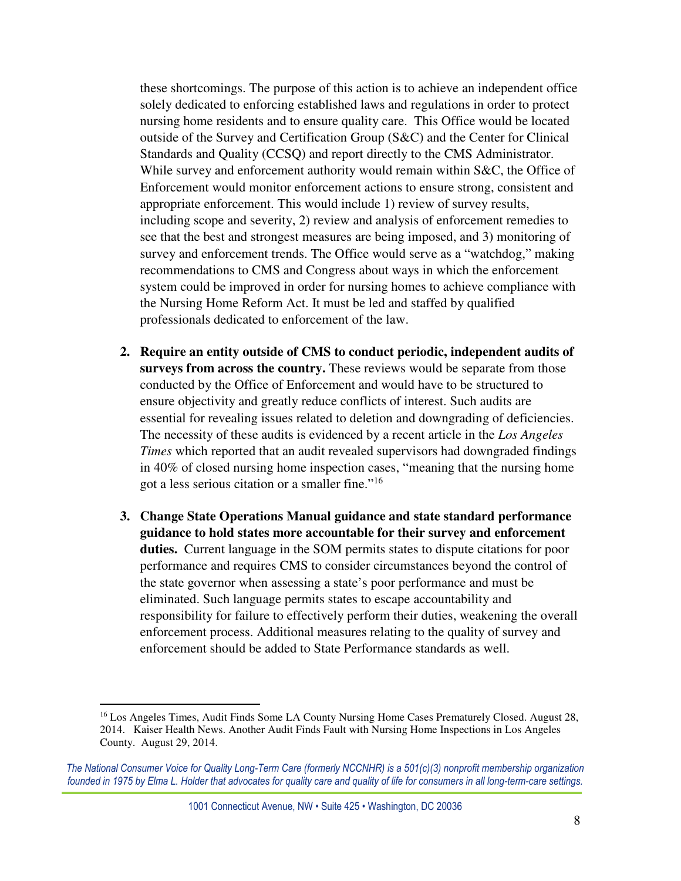these shortcomings. The purpose of this action is to achieve an independent office solely dedicated to enforcing established laws and regulations in order to protect nursing home residents and to ensure quality care. This Office would be located outside of the Survey and Certification Group (S&C) and the Center for Clinical Standards and Quality (CCSQ) and report directly to the CMS Administrator. While survey and enforcement authority would remain within S&C, the Office of Enforcement would monitor enforcement actions to ensure strong, consistent and appropriate enforcement. This would include 1) review of survey results, including scope and severity, 2) review and analysis of enforcement remedies to see that the best and strongest measures are being imposed, and 3) monitoring of survey and enforcement trends. The Office would serve as a "watchdog," making recommendations to CMS and Congress about ways in which the enforcement system could be improved in order for nursing homes to achieve compliance with the Nursing Home Reform Act. It must be led and staffed by qualified professionals dedicated to enforcement of the law.

2. **Require an entity outside of CMS to conduct periodic, independent audits of surveys from across the country.** These reviews would be separate from those conducted by the Office of Enforcement and would have to be structured to ensure objectivity and greatly reduce conflicts of interest. Such audits are essential for revealing issues related to deletion and downgrading of deficiencies. The necessity of these audits is evidenced by a recent article in the *Los Angeles Times* which reported that an audit revealed supervisors had downgraded findings in 40% of closed nursing home inspection cases, "meaning that the nursing home got a less serious citation or a smaller fine."[16]

3. **Change State Operations Manual guidance and state standard performance guidance to hold states more accountable for their survey and enforcement duties.** Current language in the SOM permits states to dispute citations for poor performance and requires CMS to consider circumstances beyond the control of the state governor when assessing a state's poor performance and must be eliminated. Such language permits states to escape accountability and responsibility for failure to effectively perform their duties, weakening the overall enforcement process. Additional measures relating to the quality of survey and enforcement should be added to State Performance standards as well.

[16] Los Angeles Times, Audit Finds Some LA County Nursing Home Cases Prematurely Closed. August 28, 2014. Kaiser Health News. Another Audit Finds Fault with Nursing Home Inspections in Los Angeles County. August 29, 2014.

*The National Consumer Voice for Quality Long-Term Care (formerly NCCNHR) is a 501(c)(3) nonprofit membership organization founded in 1975 by Elma L. Holder that advocates for quality care and quality of life for consumers in all long-term-care settings.*

1001 Connecticut Avenue, NW • Suite 425 • Washington, DC 20036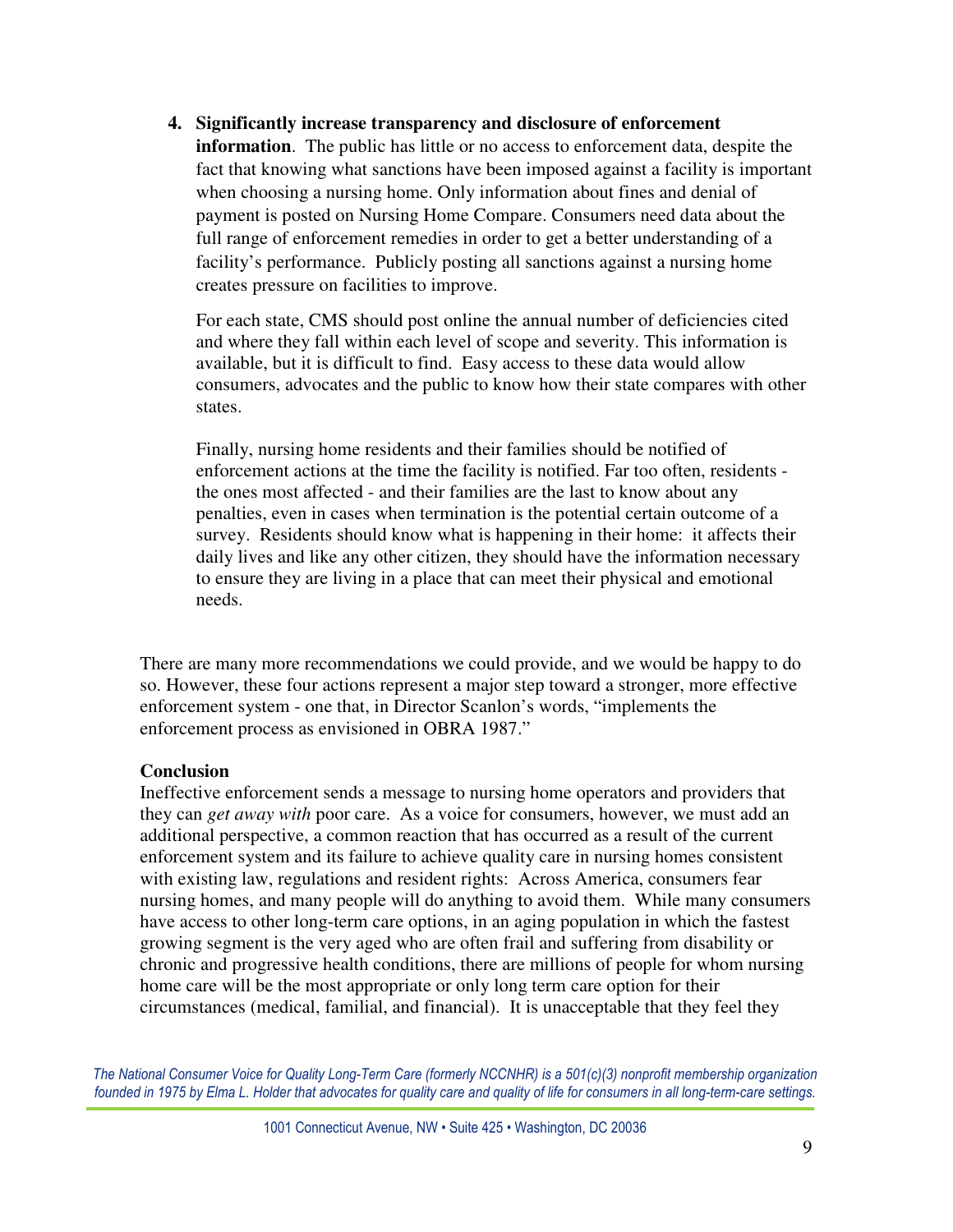4. **Significantly increase transparency and disclosure of enforcement information**. The public has little or no access to enforcement data, despite the fact that knowing what sanctions have been imposed against a facility is important when choosing a nursing home. Only information about fines and denial of payment is posted on Nursing Home Compare. Consumers need data about the full range of enforcement remedies in order to get a better understanding of a facility's performance. Publicly posting all sanctions against a nursing home creates pressure on facilities to improve.

   For each state, CMS should post online the annual number of deficiencies cited and where they fall within each level of scope and severity. This information is available, but it is difficult to find. Easy access to these data would allow consumers, advocates and the public to know how their state compares with other states.

   Finally, nursing home residents and their families should be notified of enforcement actions at the time the facility is notified. Far too often, residents - the ones most affected - and their families are the last to know about any penalties, even in cases when termination is the potential certain outcome of a survey. Residents should know what is happening in their home: it affects their daily lives and like any other citizen, they should have the information necessary to ensure they are living in a place that can meet their physical and emotional needs.

There are many more recommendations we could provide, and we would be happy to do so. However, these four actions represent a major step toward a stronger, more effective enforcement system - one that, in Director Scanlon's words, "implements the enforcement process as envisioned in OBRA 1987."

**Conclusion**

Ineffective enforcement sends a message to nursing home operators and providers that they can *get away with* poor care. As a voice for consumers, however, we must add an additional perspective, a common reaction that has occurred as a result of the current enforcement system and its failure to achieve quality care in nursing homes consistent with existing law, regulations and resident rights: Across America, consumers fear nursing homes, and many people will do anything to avoid them. While many consumers have access to other long-term care options, in an aging population in which the fastest growing segment is the very aged who are often frail and suffering from disability or chronic and progressive health conditions, there are millions of people for whom nursing home care will be the most appropriate or only long term care option for their circumstances (medical, familial, and financial). It is unacceptable that they feel they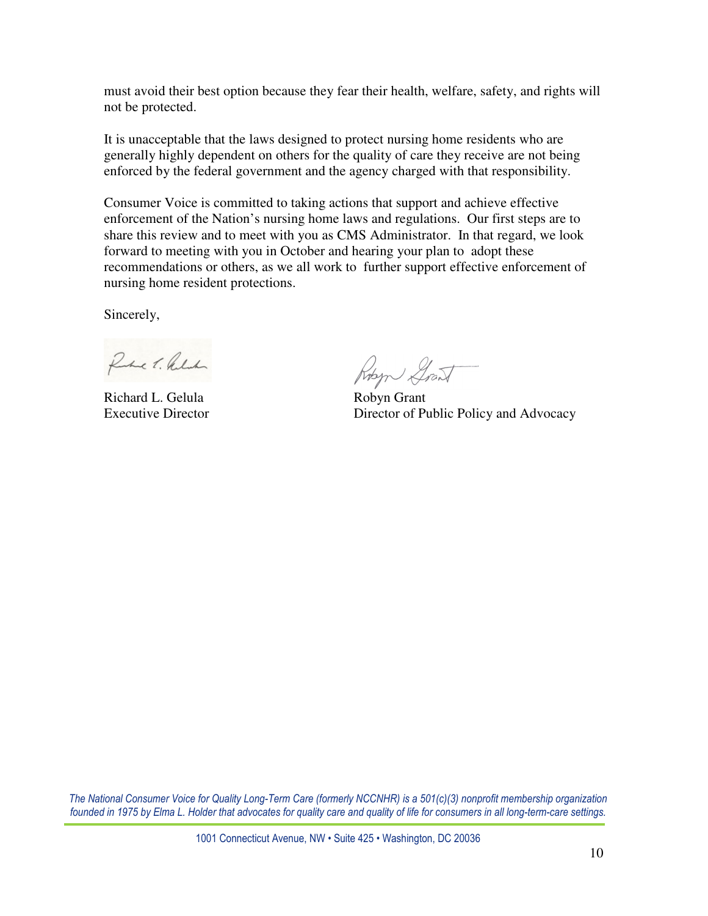must avoid their best option because they fear their health, welfare, safety, and rights will not be protected.

It is unacceptable that the laws designed to protect nursing home residents who are generally highly dependent on others for the quality of care they receive are not being enforced by the federal government and the agency charged with that responsibility.

Consumer Voice is committed to taking actions that support and achieve effective enforcement of the Nation's nursing home laws and regulations. Our first steps are to share this review and to meet with you as CMS Administrator. In that regard, we look forward to meeting with you in October and hearing your plan to adopt these recommendations or others, as we all work to further support effective enforcement of nursing home resident protections.

Sincerely,

Richard L. Gelula
Executive Director

Robyn Grant
Director of Public Policy and Advocacy

*The National Consumer Voice for Quality Long-Term Care (formerly NCCNHR) is a 501(c)(3) nonprofit membership organization founded in 1975 by Elma L. Holder that advocates for quality care and quality of life for consumers in all long-term-care settings.*

1001 Connecticut Avenue, NW • Suite 425 • Washington, DC 20036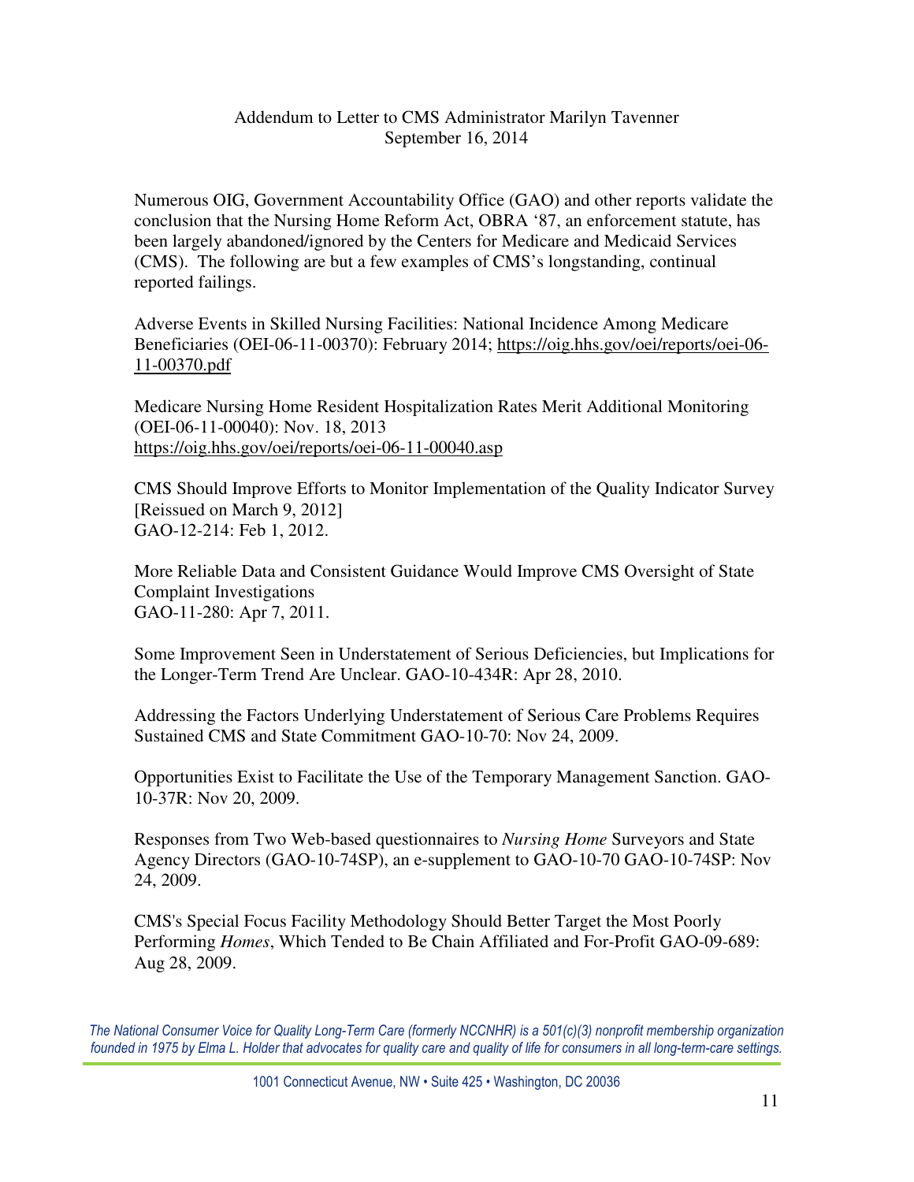Addendum to Letter to CMS Administrator Marilyn Tavenner
September 16, 2014

Numerous OIG, Government Accountability Office (GAO) and other reports validate the conclusion that the Nursing Home Reform Act, OBRA '87, an enforcement statute, has been largely abandoned/ignored by the Centers for Medicare and Medicaid Services (CMS). The following are but a few examples of CMS's longstanding, continual reported failings.

Adverse Events in Skilled Nursing Facilities: National Incidence Among Medicare Beneficiaries (OEI-06-11-00370): February 2014; https://oig.hhs.gov/oei/reports/oei-06-11-00370.pdf

Medicare Nursing Home Resident Hospitalization Rates Merit Additional Monitoring (OEI-06-11-00040): Nov. 18, 2013
https://oig.hhs.gov/oei/reports/oei-06-11-00040.asp

CMS Should Improve Efforts to Monitor Implementation of the Quality Indicator Survey [Reissued on March 9, 2012]
GAO-12-214: Feb 1, 2012.

More Reliable Data and Consistent Guidance Would Improve CMS Oversight of State Complaint Investigations
GAO-11-280: Apr 7, 2011.

Some Improvement Seen in Understatement of Serious Deficiencies, but Implications for the Longer-Term Trend Are Unclear. GAO-10-434R: Apr 28, 2010.

Addressing the Factors Underlying Understatement of Serious Care Problems Requires Sustained CMS and State Commitment GAO-10-70: Nov 24, 2009.

Opportunities Exist to Facilitate the Use of the Temporary Management Sanction. GAO-10-37R: Nov 20, 2009.

Responses from Two Web-based questionnaires to *Nursing Home* Surveyors and State Agency Directors (GAO-10-74SP), an e-supplement to GAO-10-70 GAO-10-74SP: Nov 24, 2009.

CMS's Special Focus Facility Methodology Should Better Target the Most Poorly Performing *Homes*, Which Tended to Be Chain Affiliated and For-Profit GAO-09-689: Aug 28, 2009.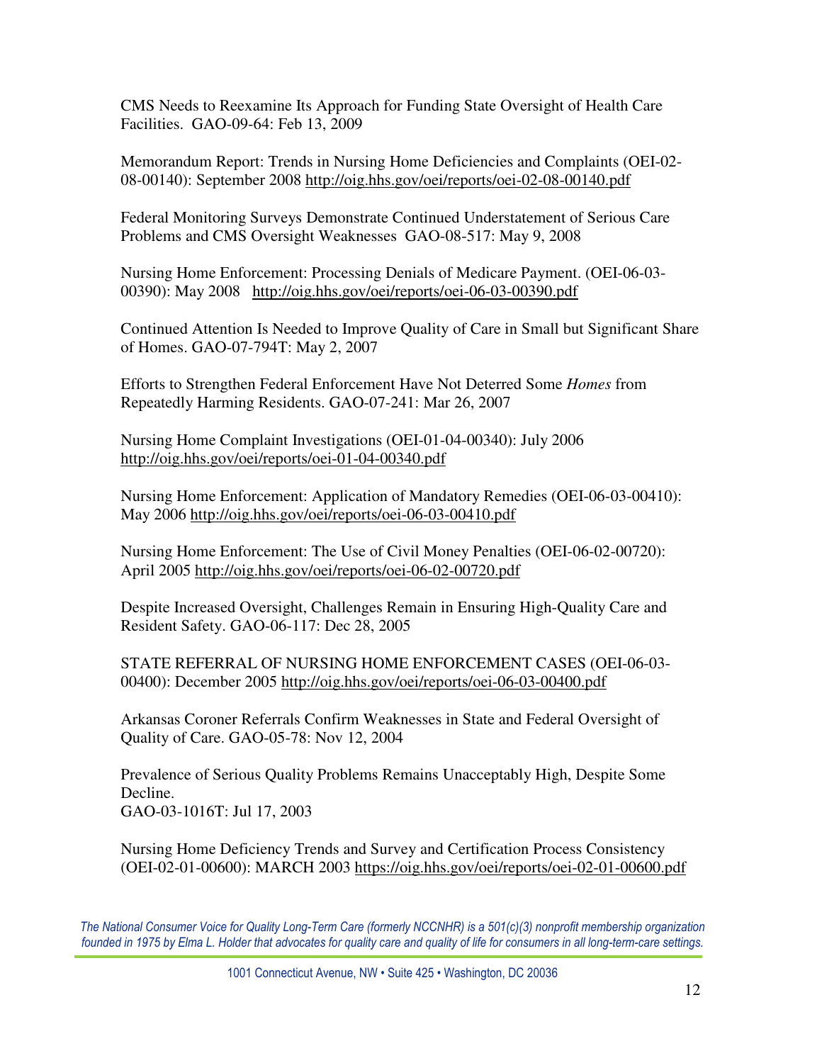CMS Needs to Reexamine Its Approach for Funding State Oversight of Health Care Facilities. GAO-09-64: Feb 13, 2009

Memorandum Report: Trends in Nursing Home Deficiencies and Complaints (OEI-02-08-00140): September 2008 http://oig.hhs.gov/oei/reports/oei-02-08-00140.pdf

Federal Monitoring Surveys Demonstrate Continued Understatement of Serious Care Problems and CMS Oversight Weaknesses GAO-08-517: May 9, 2008

Nursing Home Enforcement: Processing Denials of Medicare Payment. (OEI-06-03-00390): May 2008 http://oig.hhs.gov/oei/reports/oei-06-03-00390.pdf

Continued Attention Is Needed to Improve Quality of Care in Small but Significant Share of Homes. GAO-07-794T: May 2, 2007

Efforts to Strengthen Federal Enforcement Have Not Deterred Some *Homes* from Repeatedly Harming Residents. GAO-07-241: Mar 26, 2007

Nursing Home Complaint Investigations (OEI-01-04-00340): July 2006 http://oig.hhs.gov/oei/reports/oei-01-04-00340.pdf

Nursing Home Enforcement: Application of Mandatory Remedies (OEI-06-03-00410): May 2006 http://oig.hhs.gov/oei/reports/oei-06-03-00410.pdf

Nursing Home Enforcement: The Use of Civil Money Penalties (OEI-06-02-00720): April 2005 http://oig.hhs.gov/oei/reports/oei-06-02-00720.pdf

Despite Increased Oversight, Challenges Remain in Ensuring High-Quality Care and Resident Safety. GAO-06-117: Dec 28, 2005

STATE REFERRAL OF NURSING HOME ENFORCEMENT CASES (OEI-06-03-00400): December 2005 http://oig.hhs.gov/oei/reports/oei-06-03-00400.pdf

Arkansas Coroner Referrals Confirm Weaknesses in State and Federal Oversight of Quality of Care. GAO-05-78: Nov 12, 2004

Prevalence of Serious Quality Problems Remains Unacceptably High, Despite Some Decline.
GAO-03-1016T: Jul 17, 2003

Nursing Home Deficiency Trends and Survey and Certification Process Consistency (OEI-02-01-00600): MARCH 2003 https://oig.hhs.gov/oei/reports/oei-02-01-00600.pdf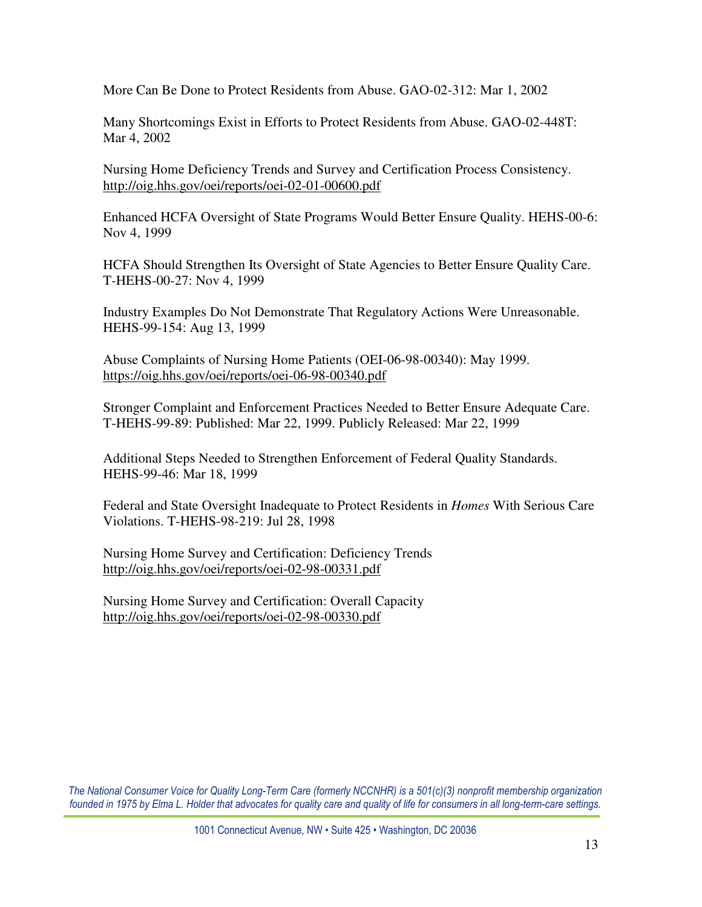More Can Be Done to Protect Residents from Abuse. GAO-02-312: Mar 1, 2002

Many Shortcomings Exist in Efforts to Protect Residents from Abuse. GAO-02-448T: Mar 4, 2002

Nursing Home Deficiency Trends and Survey and Certification Process Consistency. http://oig.hhs.gov/oei/reports/oei-02-01-00600.pdf

Enhanced HCFA Oversight of State Programs Would Better Ensure Quality. HEHS-00-6: Nov 4, 1999

HCFA Should Strengthen Its Oversight of State Agencies to Better Ensure Quality Care. T-HEHS-00-27: Nov 4, 1999

Industry Examples Do Not Demonstrate That Regulatory Actions Were Unreasonable. HEHS-99-154: Aug 13, 1999

Abuse Complaints of Nursing Home Patients (OEI-06-98-00340): May 1999. https://oig.hhs.gov/oei/reports/oei-06-98-00340.pdf

Stronger Complaint and Enforcement Practices Needed to Better Ensure Adequate Care. T-HEHS-99-89: Published: Mar 22, 1999. Publicly Released: Mar 22, 1999

Additional Steps Needed to Strengthen Enforcement of Federal Quality Standards. HEHS-99-46: Mar 18, 1999

Federal and State Oversight Inadequate to Protect Residents in *Homes* With Serious Care Violations. T-HEHS-98-219: Jul 28, 1998

Nursing Home Survey and Certification: Deficiency Trends
http://oig.hhs.gov/oei/reports/oei-02-98-00331.pdf

Nursing Home Survey and Certification: Overall Capacity
http://oig.hhs.gov/oei/reports/oei-02-98-00330.pdf